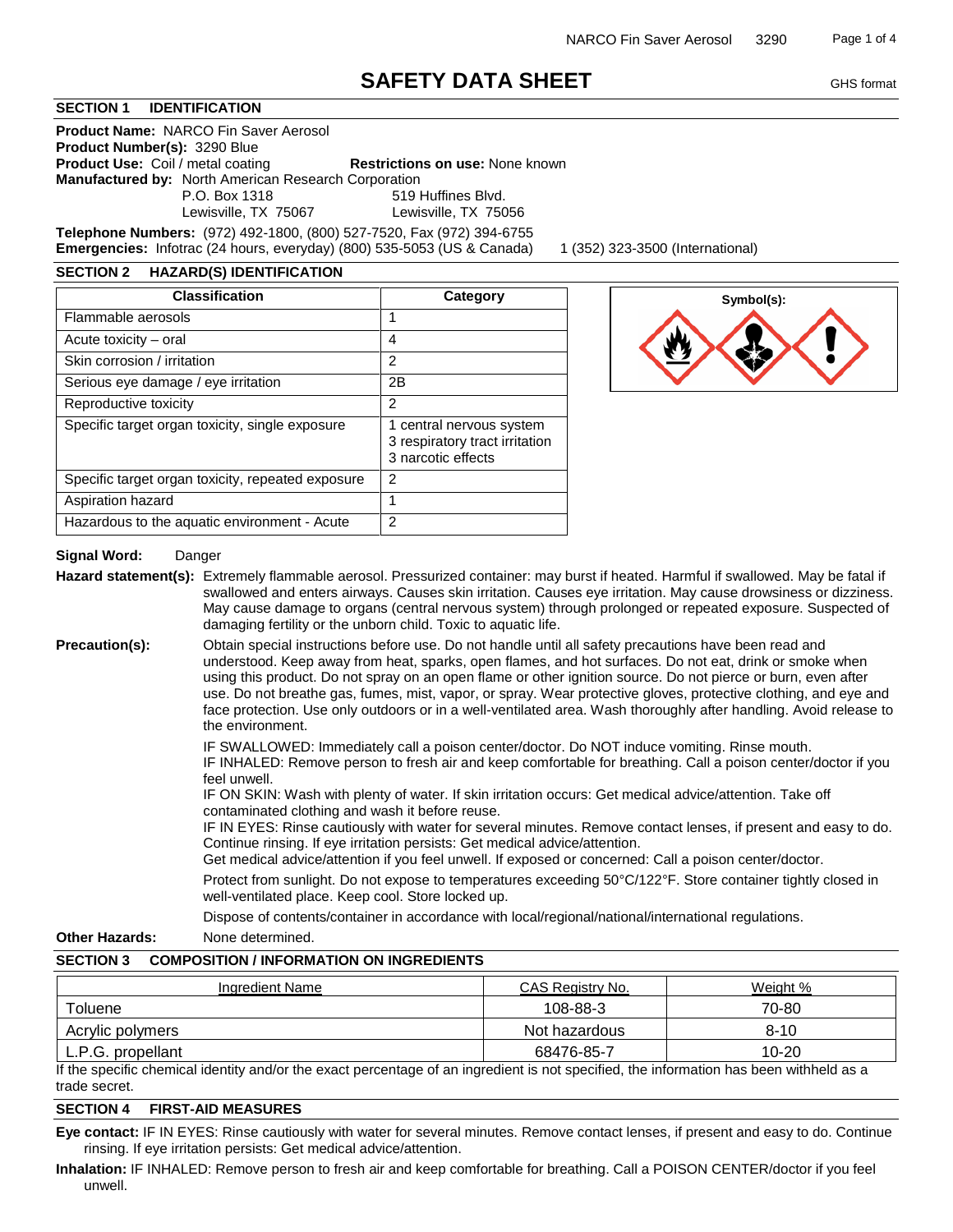# SAFETY DATA SHEET

GHS format

## SECTION 1 IDENTIFICATION

**Product Name:** NARCO Fin Saver Aerosol
**Product Number(s):** 3290 Blue
**Product Use:** Coil / metal coating **Restrictions on use:** None known
**Manufactured by:** North American Research Corporation

P.O. Box 1318
Lewisville, TX 75067

519 Huffines Blvd.
Lewisville, TX 75056

**Telephone Numbers:** (972) 492-1800, (800) 527-7520, Fax (972) 394-6755
**Emergencies:** Infotrac (24 hours, everyday) (800) 535-5053 (US & Canada) 1 (352) 323-3500 (International)

## SECTION 2 HAZARD(S) IDENTIFICATION

| Classification | Category |
|---|---|
| Flammable aerosols | 1 |
| Acute toxicity – oral | 4 |
| Skin corrosion / irritation | 2 |
| Serious eye damage / eye irritation | 2B |
| Reproductive toxicity | 2 |
| Specific target organ toxicity, single exposure | 1 central nervous system<br>3 respiratory tract irritation<br>3 narcotic effects |
| Specific target organ toxicity, repeated exposure | 2 |
| Aspiration hazard | 1 |
| Hazardous to the aquatic environment - Acute | 2 |

**Symbol(s):**

**Signal Word:** Danger

**Hazard statement(s):** Extremely flammable aerosol. Pressurized container: may burst if heated. Harmful if swallowed. May be fatal if swallowed and enters airways. Causes skin irritation. Causes eye irritation. May cause drowsiness or dizziness. May cause damage to organs (central nervous system) through prolonged or repeated exposure. Suspected of damaging fertility or the unborn child. Toxic to aquatic life.

**Precaution(s):** Obtain special instructions before use. Do not handle until all safety precautions have been read and understood. Keep away from heat, sparks, open flames, and hot surfaces. Do not eat, drink or smoke when using this product. Do not spray on an open flame or other ignition source. Do not pierce or burn, even after use. Do not breathe gas, fumes, mist, vapor, or spray. Wear protective gloves, protective clothing, and eye and face protection. Use only outdoors or in a well-ventilated area. Wash thoroughly after handling. Avoid release to the environment.

IF SWALLOWED: Immediately call a poison center/doctor. Do NOT induce vomiting. Rinse mouth.
IF INHALED: Remove person to fresh air and keep comfortable for breathing. Call a poison center/doctor if you feel unwell.
IF ON SKIN: Wash with plenty of water. If skin irritation occurs: Get medical advice/attention. Take off contaminated clothing and wash it before reuse.
IF IN EYES: Rinse cautiously with water for several minutes. Remove contact lenses, if present and easy to do. Continue rinsing. If eye irritation persists: Get medical advice/attention.
Get medical advice/attention if you feel unwell. If exposed or concerned: Call a poison center/doctor.

Protect from sunlight. Do not expose to temperatures exceeding 50°C/122°F. Store container tightly closed in well-ventilated place. Keep cool. Store locked up.

Dispose of contents/container in accordance with local/regional/national/international regulations.

**Other Hazards:** None determined.

## SECTION 3 COMPOSITION / INFORMATION ON INGREDIENTS

| Ingredient Name | CAS Registry No. | Weight % |
|---|---|---|
| Toluene | 108-88-3 | 70-80 |
| Acrylic polymers | Not hazardous | 8-10 |
| L.P.G. propellant | 68476-85-7 | 10-20 |

If the specific chemical identity and/or the exact percentage of an ingredient is not specified, the information has been withheld as a trade secret.

## SECTION 4 FIRST-AID MEASURES

**Eye contact:** IF IN EYES: Rinse cautiously with water for several minutes. Remove contact lenses, if present and easy to do. Continue rinsing. If eye irritation persists: Get medical advice/attention.

**Inhalation:** IF INHALED: Remove person to fresh air and keep comfortable for breathing. Call a POISON CENTER/doctor if you feel unwell.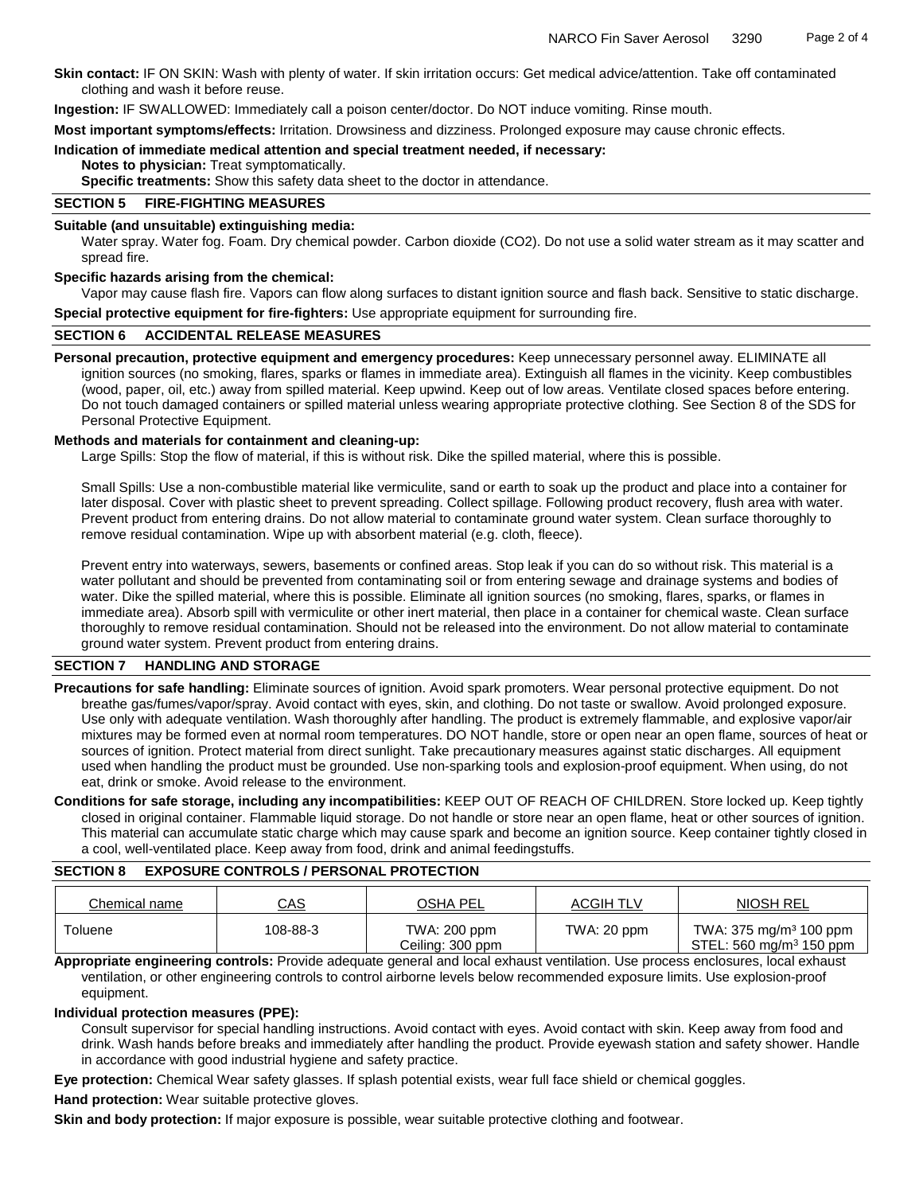**Skin contact:** IF ON SKIN: Wash with plenty of water. If skin irritation occurs: Get medical advice/attention. Take off contaminated clothing and wash it before reuse.

**Ingestion:** IF SWALLOWED: Immediately call a poison center/doctor. Do NOT induce vomiting. Rinse mouth.

**Most important symptoms/effects:** Irritation. Drowsiness and dizziness. Prolonged exposure may cause chronic effects.

**Indication of immediate medical attention and special treatment needed, if necessary:**

**Notes to physician:** Treat symptomatically.

**Specific treatments:** Show this safety data sheet to the doctor in attendance.

## SECTION 5 FIRE-FIGHTING MEASURES

**Suitable (and unsuitable) extinguishing media:**

Water spray. Water fog. Foam. Dry chemical powder. Carbon dioxide ($CO_2$). Do not use a solid water stream as it may scatter and spread fire.

**Specific hazards arising from the chemical:**

Vapor may cause flash fire. Vapors can flow along surfaces to distant ignition source and flash back. Sensitive to static discharge.

**Special protective equipment for fire-fighters:** Use appropriate equipment for surrounding fire.

## SECTION 6 ACCIDENTAL RELEASE MEASURES

**Personal precaution, protective equipment and emergency procedures:** Keep unnecessary personnel away. ELIMINATE all ignition sources (no smoking, flares, sparks or flames in immediate area). Extinguish all flames in the vicinity. Keep combustibles (wood, paper, oil, etc.) away from spilled material. Keep upwind. Keep out of low areas. Ventilate closed spaces before entering. Do not touch damaged containers or spilled material unless wearing appropriate protective clothing. See Section 8 of the SDS for Personal Protective Equipment.

**Methods and materials for containment and cleaning-up:**

Large Spills: Stop the flow of material, if this is without risk. Dike the spilled material, where this is possible.

Small Spills: Use a non-combustible material like vermiculite, sand or earth to soak up the product and place into a container for later disposal. Cover with plastic sheet to prevent spreading. Collect spillage. Following product recovery, flush area with water. Prevent product from entering drains. Do not allow material to contaminate ground water system. Clean surface thoroughly to remove residual contamination. Wipe up with absorbent material (e.g. cloth, fleece).

Prevent entry into waterways, sewers, basements or confined areas. Stop leak if you can do so without risk. This material is a water pollutant and should be prevented from contaminating soil or from entering sewage and drainage systems and bodies of water. Dike the spilled material, where this is possible. Eliminate all ignition sources (no smoking, flares, sparks, or flames in immediate area). Absorb spill with vermiculite or other inert material, then place in a container for chemical waste. Clean surface thoroughly to remove residual contamination. Should not be released into the environment. Do not allow material to contaminate ground water system. Prevent product from entering drains.

## SECTION 7 HANDLING AND STORAGE

**Precautions for safe handling:** Eliminate sources of ignition. Avoid spark promoters. Wear personal protective equipment. Do not breathe gas/fumes/vapor/spray. Avoid contact with eyes, skin, and clothing. Do not taste or swallow. Avoid prolonged exposure. Use only with adequate ventilation. Wash thoroughly after handling. The product is extremely flammable, and explosive vapor/air mixtures may be formed even at normal room temperatures. DO NOT handle, store or open near an open flame, sources of heat or sources of ignition. Protect material from direct sunlight. Take precautionary measures against static discharges. All equipment used when handling the product must be grounded. Use non-sparking tools and explosion-proof equipment. When using, do not eat, drink or smoke. Avoid release to the environment.

**Conditions for safe storage, including any incompatibilities:** KEEP OUT OF REACH OF CHILDREN. Store locked up. Keep tightly closed in original container. Flammable liquid storage. Do not handle or store near an open flame, heat or other sources of ignition. This material can accumulate static charge which may cause spark and become an ignition source. Keep container tightly closed in a cool, well-ventilated place. Keep away from food, drink and animal feedingstuffs.

## SECTION 8 EXPOSURE CONTROLS / PERSONAL PROTECTION

| Chemical name | CAS | OSHA PEL | ACGIH TLV | NIOSH REL |
|---|---|---|---|---|
| Toluene | 108-88-3 | TWA: 200 ppm<br>Ceiling: 300 ppm | TWA: 20 ppm | TWA: 375 $mg/m^3$ 100 ppm<br>STEL: 560 $mg/m^3$ 150 ppm |

**Appropriate engineering controls:** Provide adequate general and local exhaust ventilation. Use process enclosures, local exhaust ventilation, or other engineering controls to control airborne levels below recommended exposure limits. Use explosion-proof equipment.

**Individual protection measures (PPE):**

Consult supervisor for special handling instructions. Avoid contact with eyes. Avoid contact with skin. Keep away from food and drink. Wash hands before breaks and immediately after handling the product. Provide eyewash station and safety shower. Handle in accordance with good industrial hygiene and safety practice.

**Eye protection:** Chemical Wear safety glasses. If splash potential exists, wear full face shield or chemical goggles.

**Hand protection:** Wear suitable protective gloves.

**Skin and body protection:** If major exposure is possible, wear suitable protective clothing and footwear.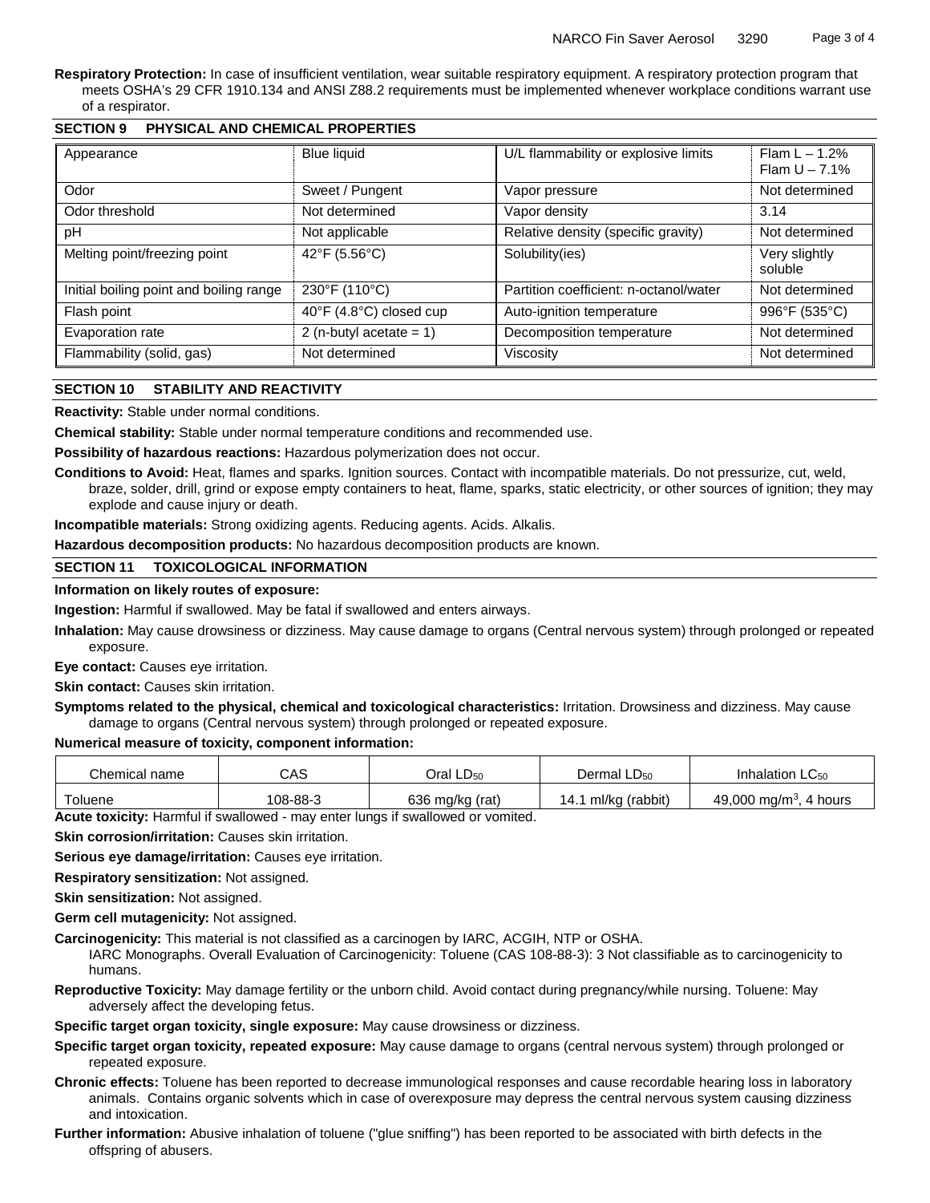**Respiratory Protection:** In case of insufficient ventilation, wear suitable respiratory equipment. A respiratory protection program that meets OSHA's 29 CFR 1910.134 and ANSI Z88.2 requirements must be implemented whenever workplace conditions warrant use of a respirator.

## SECTION 9 PHYSICAL AND CHEMICAL PROPERTIES

| | | | |
|---|---|---|---|
| Appearance | Blue liquid | U/L flammability or explosive limits | Flam L – 1.2% Flam U – 7.1% |
| Odor | Sweet / Pungent | Vapor pressure | Not determined |
| Odor threshold | Not determined | Vapor density | 3.14 |
| pH | Not applicable | Relative density (specific gravity) | Not determined |
| Melting point/freezing point | 42°F (5.56°C) | Solubility(ies) | Very slightly soluble |
| Initial boiling point and boiling range | 230°F (110°C) | Partition coefficient: n-octanol/water | Not determined |
| Flash point | 40°F (4.8°C) closed cup | Auto-ignition temperature | 996°F (535°C) |
| Evaporation rate | 2 (n-butyl acetate = 1) | Decomposition temperature | Not determined |
| Flammability (solid, gas) | Not determined | Viscosity | Not determined |

## SECTION 10 STABILITY AND REACTIVITY

**Reactivity:** Stable under normal conditions.

**Chemical stability:** Stable under normal temperature conditions and recommended use.

**Possibility of hazardous reactions:** Hazardous polymerization does not occur.

**Conditions to Avoid:** Heat, flames and sparks. Ignition sources. Contact with incompatible materials. Do not pressurize, cut, weld, braze, solder, drill, grind or expose empty containers to heat, flame, sparks, static electricity, or other sources of ignition; they may explode and cause injury or death.

**Incompatible materials:** Strong oxidizing agents. Reducing agents. Acids. Alkalis.

**Hazardous decomposition products:** No hazardous decomposition products are known.

## SECTION 11 TOXICOLOGICAL INFORMATION

**Information on likely routes of exposure:**

**Ingestion:** Harmful if swallowed. May be fatal if swallowed and enters airways.

**Inhalation:** May cause drowsiness or dizziness. May cause damage to organs (Central nervous system) through prolonged or repeated exposure.

**Eye contact:** Causes eye irritation.

**Skin contact:** Causes skin irritation.

**Symptoms related to the physical, chemical and toxicological characteristics:** Irritation. Drowsiness and dizziness. May cause damage to organs (Central nervous system) through prolonged or repeated exposure.

**Numerical measure of toxicity, component information:**

| Chemical name | CAS | Oral $LD_{50}$ | Dermal $LD_{50}$ | Inhalation $LC_{50}$ |
|---|---|---|---|---|
| Toluene | 108-88-3 | 636 mg/kg (rat) | 14.1 ml/kg (rabbit) | 49,000 mg/m$^3$, 4 hours |

**Acute toxicity:** Harmful if swallowed - may enter lungs if swallowed or vomited.

**Skin corrosion/irritation:** Causes skin irritation.

**Serious eye damage/irritation:** Causes eye irritation.

**Respiratory sensitization:** Not assigned.

**Skin sensitization:** Not assigned.

**Germ cell mutagenicity:** Not assigned.

**Carcinogenicity:** This material is not classified as a carcinogen by IARC, ACGIH, NTP or OSHA.
IARC Monographs. Overall Evaluation of Carcinogenicity: Toluene (CAS 108-88-3): 3 Not classifiable as to carcinogenicity to humans.

**Reproductive Toxicity:** May damage fertility or the unborn child. Avoid contact during pregnancy/while nursing. Toluene: May adversely affect the developing fetus.

**Specific target organ toxicity, single exposure:** May cause drowsiness or dizziness.

**Specific target organ toxicity, repeated exposure:** May cause damage to organs (central nervous system) through prolonged or repeated exposure.

**Chronic effects:** Toluene has been reported to decrease immunological responses and cause recordable hearing loss in laboratory animals. Contains organic solvents which in case of overexposure may depress the central nervous system causing dizziness and intoxication.

**Further information:** Abusive inhalation of toluene ("glue sniffing") has been reported to be associated with birth defects in the offspring of abusers.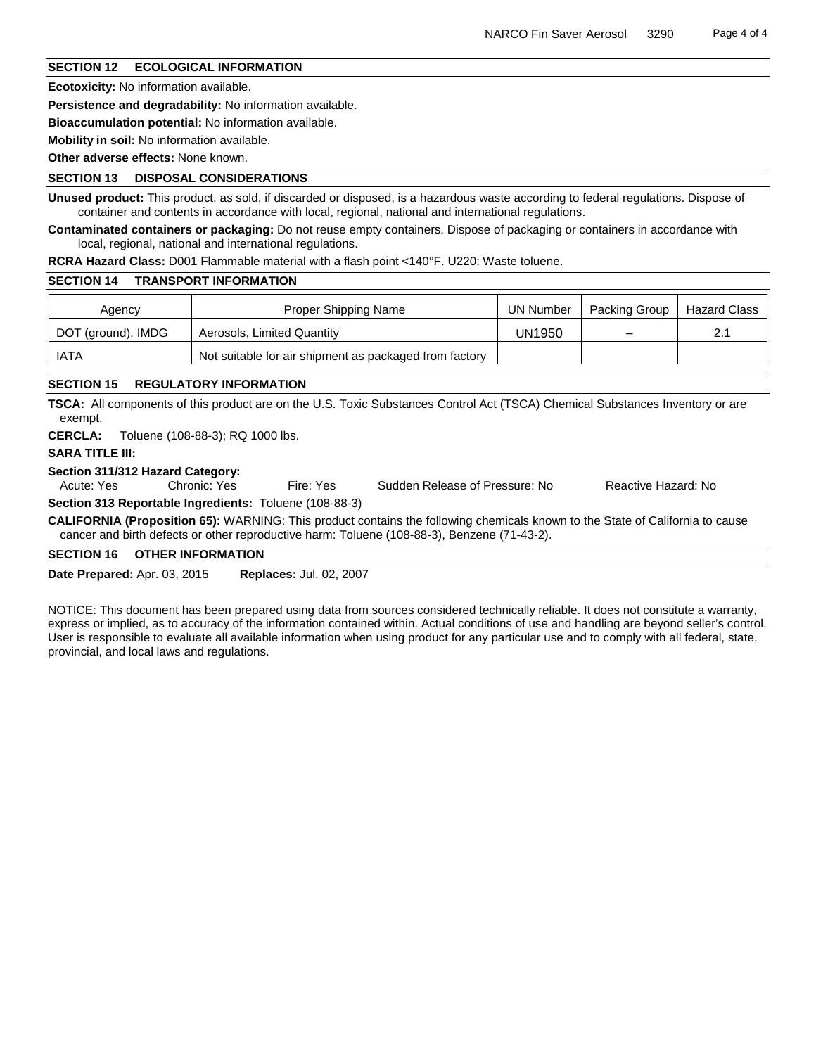## SECTION 12 ECOLOGICAL INFORMATION

**Ecotoxicity:** No information available.

**Persistence and degradability:** No information available.

**Bioaccumulation potential:** No information available.

**Mobility in soil:** No information available.

**Other adverse effects:** None known.

## SECTION 13 DISPOSAL CONSIDERATIONS

**Unused product:** This product, as sold, if discarded or disposed, is a hazardous waste according to federal regulations. Dispose of container and contents in accordance with local, regional, national and international regulations.

**Contaminated containers or packaging:** Do not reuse empty containers. Dispose of packaging or containers in accordance with local, regional, national and international regulations.

**RCRA Hazard Class:** D001 Flammable material with a flash point <140°F. U220: Waste toluene.

## SECTION 14 TRANSPORT INFORMATION

| Agency | Proper Shipping Name | UN Number | Packing Group | Hazard Class |
|---|---|---|---|---|
| DOT (ground), IMDG | Aerosols, Limited Quantity | UN1950 | – | 2.1 |
| IATA | Not suitable for air shipment as packaged from factory | | | |

## SECTION 15 REGULATORY INFORMATION

**TSCA:** All components of this product are on the U.S. Toxic Substances Control Act (TSCA) Chemical Substances Inventory or are exempt.

**CERCLA:** Toluene (108-88-3); RQ 1000 lbs.

**SARA TITLE III:**

**Section 311/312 Hazard Category:**
Acute: Yes Chronic: Yes Fire: Yes Sudden Release of Pressure: No Reactive Hazard: No

**Section 313 Reportable Ingredients:** Toluene (108-88-3)

**CALIFORNIA (Proposition 65):** WARNING: This product contains the following chemicals known to the State of California to cause cancer and birth defects or other reproductive harm: Toluene (108-88-3), Benzene (71-43-2).

## SECTION 16 OTHER INFORMATION

**Date Prepared:** Apr. 03, 2015 **Replaces:** Jul. 02, 2007

NOTICE: This document has been prepared using data from sources considered technically reliable. It does not constitute a warranty, express or implied, as to accuracy of the information contained within. Actual conditions of use and handling are beyond seller's control. User is responsible to evaluate all available information when using product for any particular use and to comply with all federal, state, provincial, and local laws and regulations.